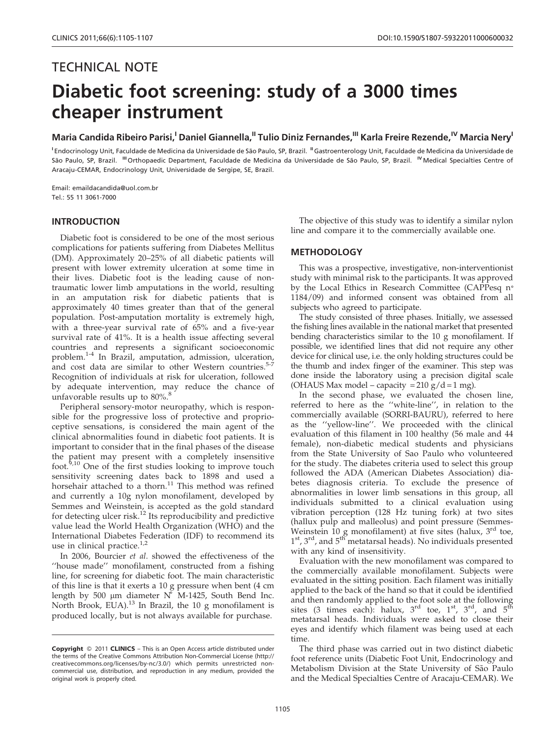TECHNICAL NOTE

# Diabetic foot screening: study of a 3000 times cheaper instrument

**Maria Candida Ribeiro Parisi,[I] Daniel Giannella,[II] Tulio Diniz Fernandes,[III] Karla Freire Rezende,[IV] Marcia Nery[I]**

[I] Endocrinology Unit, Faculdade de Medicina da Universidade de São Paulo, SP, Brazil. [II] Gastroenterology Unit, Faculdade de Medicina da Universidade de São Paulo, SP, Brazil. [III] Orthopaedic Department, Faculdade de Medicina da Universidade de São Paulo, SP, Brazil. [IV] Medical Specialties Centre of Aracaju-CEMAR, Endocrinology Unit, Universidade de Sergipe, SE, Brazil.

Email: emaildacandida@uol.com.br
Tel.: 55 11 3061-7000

## INTRODUCTION

Diabetic foot is considered to be one of the most serious complications for patients suffering from Diabetes Mellitus (DM). Approximately 20–25% of all diabetic patients will present with lower extremity ulceration at some time in their lives. Diabetic foot is the leading cause of non-traumatic lower limb amputations in the world, resulting in an amputation risk for diabetic patients that is approximately 40 times greater than that of the general population. Post-amputation mortality is extremely high, with a three-year survival rate of 65% and a five-year survival rate of 41%. It is a health issue affecting several countries and represents a significant socioeconomic problem.[1-4] In Brazil, amputation, admission, ulceration, and cost data are similar to other Western countries.[5-7] Recognition of individuals at risk for ulceration, followed by adequate intervention, may reduce the chance of unfavorable results up to 80%.[8]

Peripheral sensory-motor neuropathy, which is responsible for the progressive loss of protective and proprioceptive sensations, is considered the main agent of the clinical abnormalities found in diabetic foot patients. It is important to consider that in the final phases of the disease the patient may present with a completely insensitive foot.[9,10] One of the first studies looking to improve touch sensitivity screening dates back to 1898 and used a horsehair attached to a thorn.[11] This method was refined and currently a 10g nylon monofilament, developed by Semmes and Weinstein, is accepted as the gold standard for detecting ulcer risk.[12] Its reproducibility and predictive value lead the World Health Organization (WHO) and the International Diabetes Federation (IDF) to recommend its use in clinical practice.[1,2]

In 2006, Bourcier *et al*. showed the effectiveness of the ''house made'' monofilament, constructed from a fishing line, for screening for diabetic foot. The main characteristic of this line is that it exerts a 10 g pressure when bent (4 cm length by 500 µm diameter N° M-1425, South Bend Inc. North Brook, EUA).[13] In Brazil, the 10 g monofilament is produced locally, but is not always available for purchase.

The objective of this study was to identify a similar nylon line and compare it to the commercially available one.

## METHODOLOGY

This was a prospective, investigative, non-interventionist study with minimal risk to the participants. It was approved by the Local Ethics in Research Committee (CAPPesq n° 1184/09) and informed consent was obtained from all subjects who agreed to participate.

The study consisted of three phases. Initially, we assessed the fishing lines available in the national market that presented bending characteristics similar to the 10 g monofilament. If possible, we identified lines that did not require any other device for clinical use, i.e. the only holding structures could be the thumb and index finger of the examiner. This step was done inside the laboratory using a precision digital scale (OHAUS Max model – capacity = 210 g/d = 1 mg).

In the second phase, we evaluated the chosen line, referred to here as the ''white-line'', in relation to the commercially available (SORRI-BAURU), referred to here as the ''yellow-line''. We proceeded with the clinical evaluation of this filament in 100 healthy (56 male and 44 female), non-diabetic medical students and physicians from the State University of Sao Paulo who volunteered for the study. The diabetes criteria used to select this group followed the ADA (American Diabetes Association) diabetes diagnosis criteria. To exclude the presence of abnormalities in lower limb sensations in this group, all individuals submitted to a clinical evaluation using vibration perception (128 Hz tuning fork) at two sites (hallux pulp and malleolus) and point pressure (Semmes-Weinstein 10 g monofilament) at five sites (halux, 3rd toe, 1st, 3rd, and 5th metatarsal heads). No individuals presented with any kind of insensitivity.

Evaluation with the new monofilament was compared to the commercially available monofilament. Subjects were evaluated in the sitting position. Each filament was initially applied to the back of the hand so that it could be identified and then randomly applied to the foot sole at the following sites (3 times each): halux, 3rd toe, 1st, 3rd, and 5th metatarsal heads. Individuals were asked to close their eyes and identify which filament was being used at each time.

The third phase was carried out in two distinct diabetic foot reference units (Diabetic Foot Unit, Endocrinology and Metabolism Division at the State University of São Paulo and the Medical Specialties Centre of Aracaju-CEMAR). We

---

**Copyright** © 2011 **CLINICS** – This is an Open Access article distributed under the terms of the Creative Commons Attribution Non-Commercial License (http://creativecommons.org/licenses/by-nc/3.0/) which permits unrestricted non-commercial use, distribution, and reproduction in any medium, provided the original work is properly cited.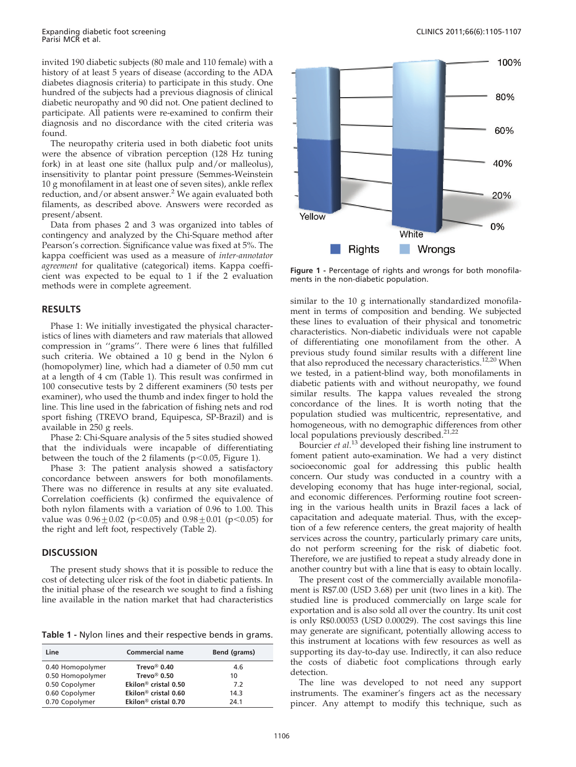invited 190 diabetic subjects (80 male and 110 female) with a history of at least 5 years of disease (according to the ADA diabetes diagnosis criteria) to participate in this study. One hundred of the subjects had a previous diagnosis of clinical diabetic neuropathy and 90 did not. One patient declined to participate. All patients were re-examined to confirm their diagnosis and no discordance with the cited criteria was found.

The neuropathy criteria used in both diabetic foot units were the absence of vibration perception (128 Hz tuning fork) in at least one site (hallux pulp and/or malleolus), insensitivity to plantar point pressure (Semmes-Weinstein 10 g monofilament in at least one of seven sites), ankle reflex reduction, and/or absent answer.[2] We again evaluated both filaments, as described above. Answers were recorded as present/absent.

Data from phases 2 and 3 was organized into tables of contingency and analyzed by the Chi-Square method after Pearson's correction. Significance value was fixed at 5%. The kappa coefficient was used as a measure of *inter-annotator agreement* for qualitative (categorical) items. Kappa coefficient was expected to be equal to 1 if the 2 evaluation methods were in complete agreement.

## RESULTS

Phase 1: We initially investigated the physical characteristics of lines with diameters and raw materials that allowed compression in "grams". There were 6 lines that fulfilled such criteria. We obtained a 10 g bend in the Nylon 6 (homopolymer) line, which had a diameter of 0.50 mm cut at a length of 4 cm (Table 1). This result was confirmed in 100 consecutive tests by 2 different examiners (50 tests per examiner), who used the thumb and index finger to hold the line. This line used in the fabrication of fishing nets and rod sport fishing (TREVO brand, Equipesca, SP-Brazil) and is available in 250 g reels.

Phase 2: Chi-Square analysis of the 5 sites studied showed that the individuals were incapable of differentiating between the touch of the 2 filaments ($p<0.05$, Figure 1).

Phase 3: The patient analysis showed a satisfactory concordance between answers for both monofilaments. There was no difference in results at any site evaluated. Correlation coefficients (k) confirmed the equivalence of both nylon filaments with a variation of 0.96 to 1.00. This value was $0.96 \pm 0.02$ ($p<0.05$) and $0.98 \pm 0.01$ ($p<0.05$) for the right and left foot, respectively (Table 2).

Figure 1 - Percentage of rights and wrongs for both monofilaments in the non-diabetic population.

## DISCUSSION

The present study shows that it is possible to reduce the cost of detecting ulcer risk of the foot in diabetic patients. In the initial phase of the research we sought to find a fishing line available in the nation market that had characteristics similar to the 10 g internationally standardized monofilament in terms of composition and bending. We subjected these lines to evaluation of their physical and tonometric characteristics. Non-diabetic individuals were not capable of differentiating one monofilament from the other. A previous study found similar results with a different line that also reproduced the necessary characteristics.[12,20] When we tested, in a patient-blind way, both monofilaments in diabetic patients with and without neuropathy, we found similar results. The kappa values revealed the strong concordance of the lines. It is worth noting that the population studied was multicentric, representative, and homogeneous, with no demographic differences from other local populations previously described.[21,22]

Bourcier *et al.*[13] developed their fishing line instrument to foment patient auto-examination. We had a very distinct socioeconomic goal for addressing this public health concern. Our study was conducted in a country with a developing economy that has huge inter-regional, social, and economic differences. Performing routine foot screening in the various health units in Brazil faces a lack of capacitation and adequate material. Thus, with the exception of a few reference centers, the great majority of health services across the country, particularly primary care units, do not perform screening for the risk of diabetic foot. Therefore, we are justified to repeat a study already done in another country but with a line that is easy to obtain locally.

The present cost of the commercially available monofilament is R\$7.00 (USD 3.68) per unit (two lines in a kit). The studied line is produced commercially on large scale for exportation and is also sold all over the country. Its unit cost is only R\$0.00053 (USD 0.00029). The cost savings this line may generate are significant, potentially allowing access to this instrument at locations with few resources as well as supporting its day-to-day use. Indirectly, it can also reduce the costs of diabetic foot complications through early detection.

The line was developed to not need any support instruments. The examiner's fingers act as the necessary pincer. Any attempt to modify this technique, such as

Table 1 - Nylon lines and their respective bends in grams.

| Line | Commercial name | Bend (grams) |
|---|---|---|
| 0.40 Homopolymer | **Trevo® 0.40** | 4.6 |
| 0.50 Homopolymer | **Trevo® 0.50** | 10 |
| 0.50 Copolymer | **Ekilon® cristal 0.50** | 7.2 |
| 0.60 Copolymer | **Ekilon® cristal 0.60** | 14.3 |
| 0.70 Copolymer | **Ekilon® cristal 0.70** | 24.1 |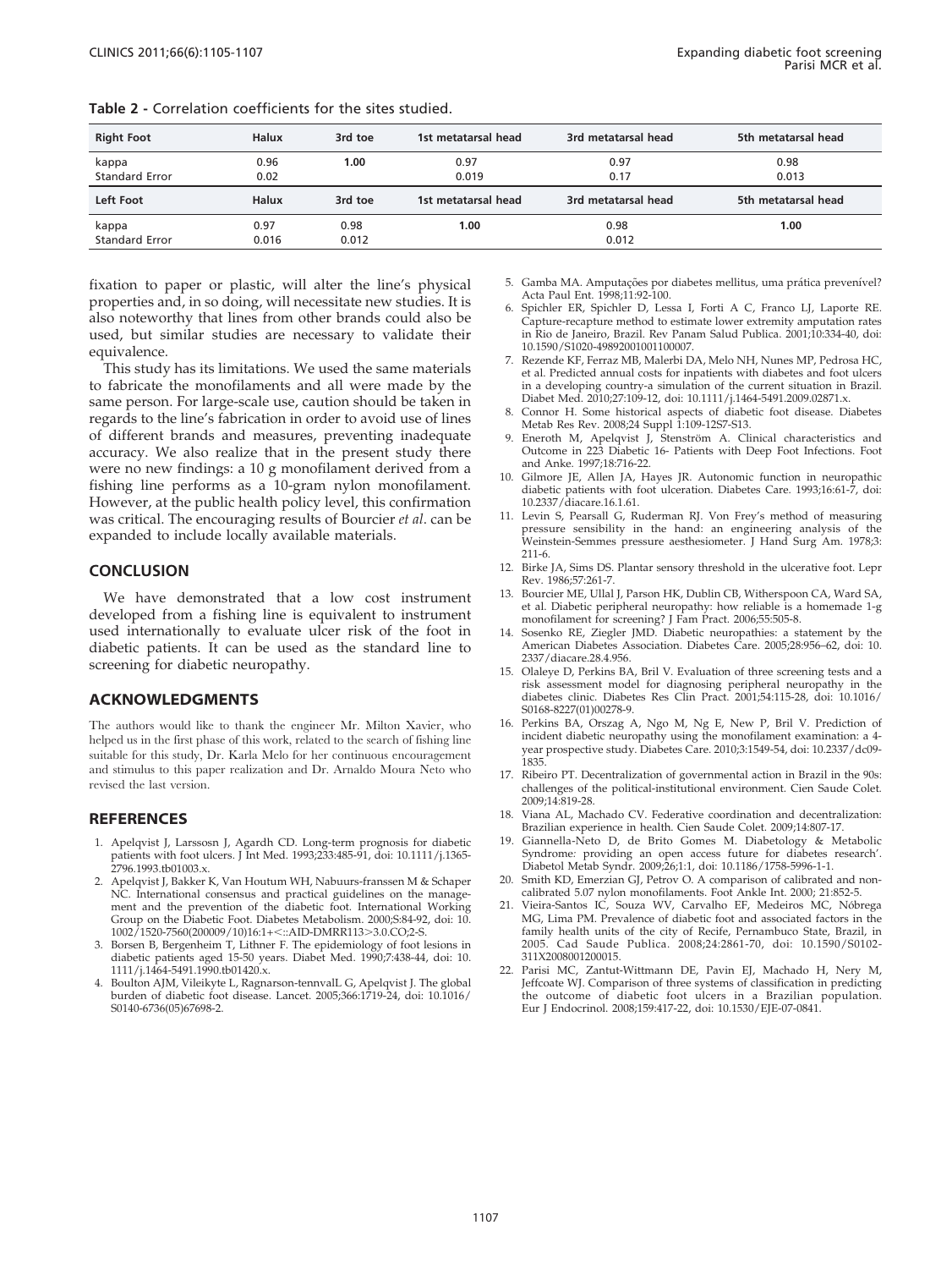**Table 2 -** Correlation coefficients for the sites studied.

| Right Foot | Halux | 3rd toe | 1st metatarsal head | 3rd metatarsal head | 5th metatarsal head |
|---|---|---|---|---|---|
| kappa | 0.96 | **1.00** | 0.97 | 0.97 | 0.98 |
| Standard Error | 0.02 | | 0.019 | 0.17 | 0.013 |
| **Left Foot** | **Halux** | **3rd toe** | **1st metatarsal head** | **3rd metatarsal head** | **5th metatarsal head** |
| kappa | 0.97 | 0.98 | **1.00** | 0.98 | **1.00** |
| Standard Error | 0.016 | 0.012 | | 0.012 | |

fixation to paper or plastic, will alter the line's physical properties and, in so doing, will necessitate new studies. It is also noteworthy that lines from other brands could also be used, but similar studies are necessary to validate their equivalence.

This study has its limitations. We used the same materials to fabricate the monofilaments and all were made by the same person. For large-scale use, caution should be taken in regards to the line's fabrication in order to avoid use of lines of different brands and measures, preventing inadequate accuracy. We also realize that in the present study there were no new findings: a 10 g monofilament derived from a fishing line performs as a 10-gram nylon monofilament. However, at the public health policy level, this confirmation was critical. The encouraging results of Bourcier *et al*. can be expanded to include locally available materials.

## CONCLUSION

We have demonstrated that a low cost instrument developed from a fishing line is equivalent to instrument used internationally to evaluate ulcer risk of the foot in diabetic patients. It can be used as the standard line to screening for diabetic neuropathy.

## ACKNOWLEDGMENTS

The authors would like to thank the engineer Mr. Milton Xavier, who helped us in the first phase of this work, related to the search of fishing line suitable for this study, Dr. Karla Melo for her continuous encouragement and stimulus to this paper realization and Dr. Arnaldo Moura Neto who revised the last version.

## REFERENCES

1. Apelqvist J, Larssosn J, Agardh CD. Long-term prognosis for diabetic patients with foot ulcers. J Int Med. 1993;233:485-91, doi: 10.1111/j.1365-2796.1993.tb01003.x.
2. Apelqvist J, Bakker K, Van Houtum WH, Nabuurs-franssen M & Schaper NC. International consensus and practical guidelines on the management and the prevention of the diabetic foot. International Working Group on the Diabetic Foot. Diabetes Metabolism. 2000;S:84-92, doi: 10.1002/1520-7560(200009/10)16:1+<::AID-DMRR113>3.0.CO;2-S.
3. Borsen B, Bergenheim T, Lithner F. The epidemiology of foot lesions in diabetic patients aged 15-50 years. Diabet Med. 1990;7:438-44, doi: 10.1111/j.1464-5491.1990.tb01420.x.
4. Boulton AJM, Vileikyte L, Ragnarson-tennvalL G, Apelqvist J. The global burden of diabetic foot disease. Lancet. 2005;366:1719-24, doi: 10.1016/S0140-6736(05)67698-2.
5. Gamba MA. Amputações por diabetes mellitus, uma prática prevenível? Acta Paul Ent. 1998;11:92-100.
6. Spichler ER, Spichler D, Lessa I, Forti A C, Franco LJ, Laporte RE. Capture-recapture method to estimate lower extremity amputation rates in Rio de Janeiro, Brazil. Rev Panam Salud Publica. 2001;10:334-40, doi: 10.1590/S1020-49892001001100007.
7. Rezende KF, Ferraz MB, Malerbi DA, Melo NH, Nunes MP, Pedrosa HC, et al. Predicted annual costs for inpatients with diabetes and foot ulcers in a developing country-a simulation of the current situation in Brazil. Diabet Med. 2010;27:109-12, doi: 10.1111/j.1464-5491.2009.02871.x.
8. Connor H. Some historical aspects of diabetic foot disease. Diabetes Metab Res Rev. 2008;24 Suppl 1:109-12S7-S13.
9. Eneroth M, Apelqvist J, Stenström A. Clinical characteristics and Outcome in 223 Diabetic 16- Patients with Deep Foot Infections. Foot and Anke. 1997;18:716-22.
10. Gilmore JE, Allen JA, Hayes JR. Autonomic function in neuropathic diabetic patients with foot ulceration. Diabetes Care. 1993;16:61-7, doi: 10.2337/diacare.16.1.61.
11. Levin S, Pearsall G, Ruderman RJ. Von Frey's method of measuring pressure sensibility in the hand: an engineering analysis of the Weinstein-Semmes pressure aesthesiometer. J Hand Surg Am. 1978;3: 211-6.
12. Birke JA, Sims DS. Plantar sensory threshold in the ulcerative foot. Lepr Rev. 1986;57:261-7.
13. Bourcier ME, Ullal J, Parson HK, Dublin CB, Witherspoon CA, Ward SA, et al. Diabetic peripheral neuropathy: how reliable is a homemade 1-g monofilament for screening? J Fam Pract. 2006;55:505-8.
14. Sosenko RE, Ziegler JMD. Diabetic neuropathies: a statement by the American Diabetes Association. Diabetes Care. 2005;28:956–62, doi: 10.2337/diacare.28.4.956.
15. Olaleye D, Perkins BA, Bril V. Evaluation of three screening tests and a risk assessment model for diagnosing peripheral neuropathy in the diabetes clinic. Diabetes Res Clin Pract. 2001;54:115-28, doi: 10.1016/S0168-8227(01)00278-9.
16. Perkins BA, Orszag A, Ngo M, Ng E, New P, Bril V. Prediction of incident diabetic neuropathy using the monofilament examination: a 4-year prospective study. Diabetes Care. 2010;3:1549-54, doi: 10.2337/dc09-1835.
17. Ribeiro PT. Decentralization of governmental action in Brazil in the 90s: challenges of the political-institutional environment. Cien Saude Colet. 2009;14:819-28.
18. Viana AL, Machado CV. Federative coordination and decentralization: Brazilian experience in health. Cien Saude Colet. 2009;14:807-17.
19. Giannella-Neto D, de Brito Gomes M. Diabetology & Metabolic Syndrome: providing an open access future for diabetes research'. Diabetol Metab Syndr. 2009;26;1:1, doi: 10.1186/1758-5996-1-1.
20. Smith KD, Emerzian GJ, Petrov O. A comparison of calibrated and non-calibrated 5.07 nylon monofilaments. Foot Ankle Int. 2000; 21:852-5.
21. Vieira-Santos IC, Souza WV, Carvalho EF, Medeiros MC, Nóbrega MG, Lima PM. Prevalence of diabetic foot and associated factors in the family health units of the city of Recife, Pernambuco State, Brazil, in 2005. Cad Saude Publica. 2008;24:2861-70, doi: 10.1590/S0102-311X2008001200015.
22. Parisi MC, Zantut-Wittmann DE, Pavin EJ, Machado H, Nery M, Jeffcoate WJ. Comparison of three systems of classification in predicting the outcome of diabetic foot ulcers in a Brazilian population. Eur J Endocrinol. 2008;159:417-22, doi: 10.1530/EJE-07-0841.